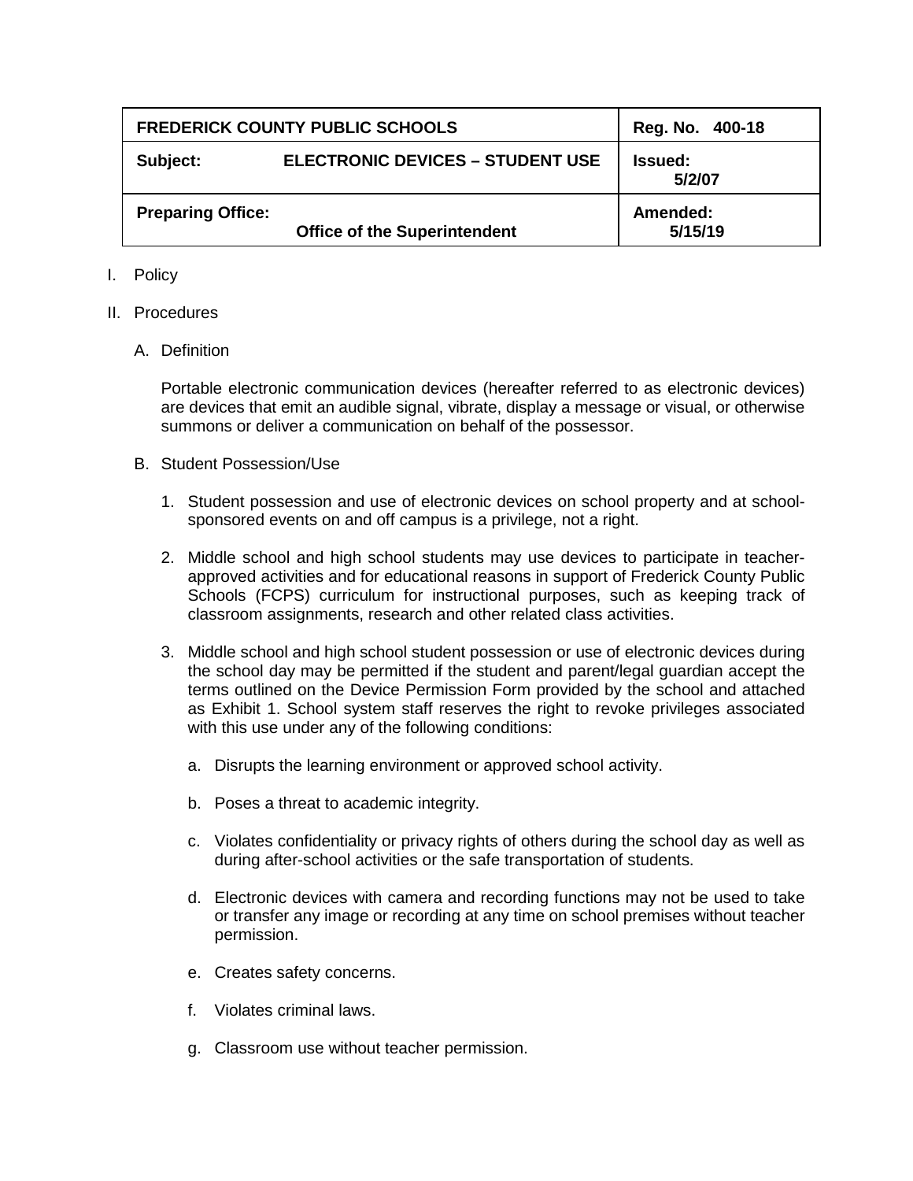| FREDERICK COUNTY PUBLIC SCHOOLS | | Reg. No. 400-18 |
|---|---|---|
| **Subject:** | **ELECTRONIC DEVICES – STUDENT USE** | **Issued:** 5/2/07 |
| **Preparing Office:** | **Office of the Superintendent** | **Amended:** 5/15/19 |

I. Policy

II. Procedures

A. Definition

Portable electronic communication devices (hereafter referred to as electronic devices) are devices that emit an audible signal, vibrate, display a message or visual, or otherwise summons or deliver a communication on behalf of the possessor.

B. Student Possession/Use

1. Student possession and use of electronic devices on school property and at school-sponsored events on and off campus is a privilege, not a right.

2. Middle school and high school students may use devices to participate in teacher-approved activities and for educational reasons in support of Frederick County Public Schools (FCPS) curriculum for instructional purposes, such as keeping track of classroom assignments, research and other related class activities.

3. Middle school and high school student possession or use of electronic devices during the school day may be permitted if the student and parent/legal guardian accept the terms outlined on the Device Permission Form provided by the school and attached as Exhibit 1. School system staff reserves the right to revoke privileges associated with this use under any of the following conditions:

   a. Disrupts the learning environment or approved school activity.

   b. Poses a threat to academic integrity.

   c. Violates confidentiality or privacy rights of others during the school day as well as during after-school activities or the safe transportation of students.

   d. Electronic devices with camera and recording functions may not be used to take or transfer any image or recording at any time on school premises without teacher permission.

   e. Creates safety concerns.

   f. Violates criminal laws.

   g. Classroom use without teacher permission.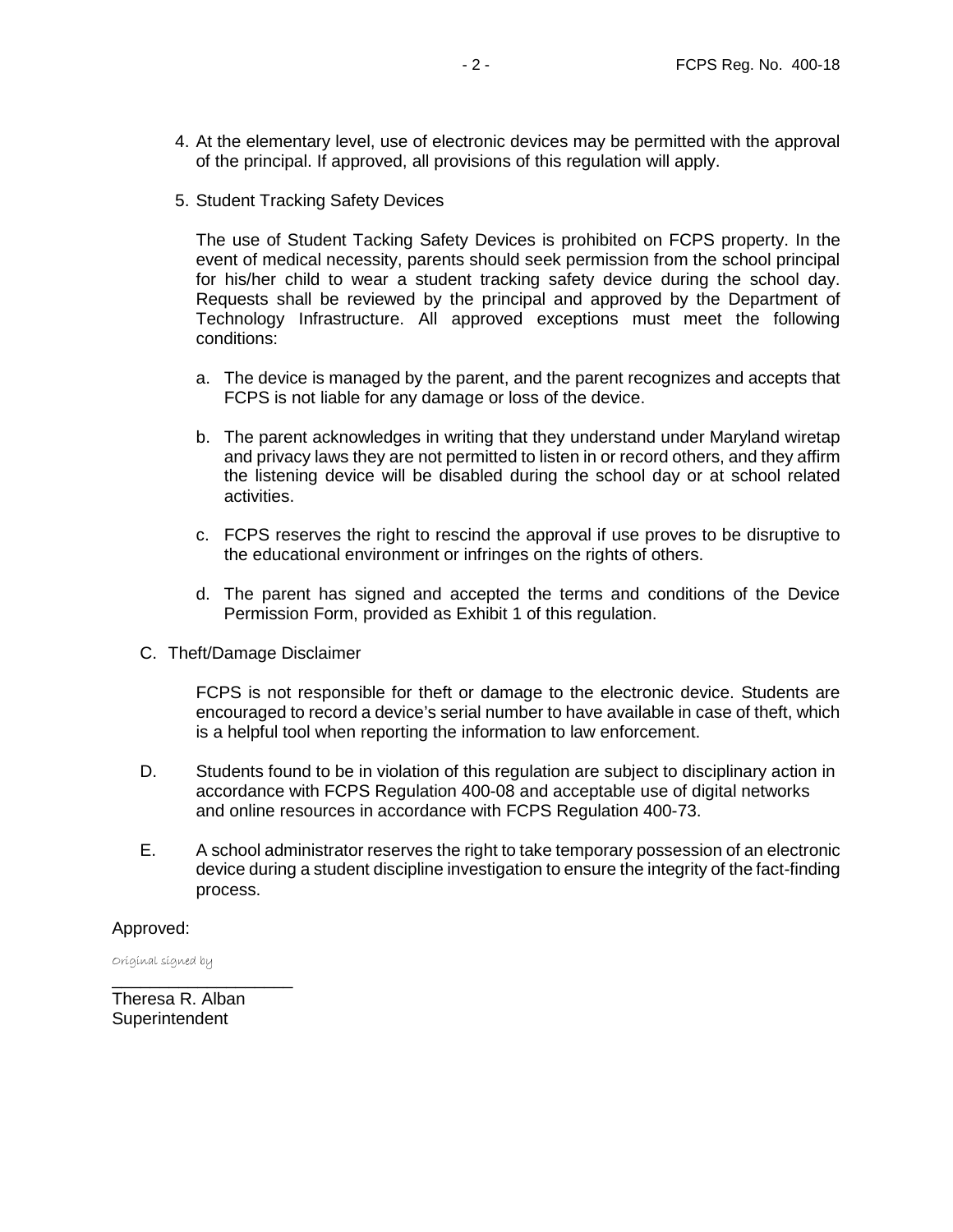4. At the elementary level, use of electronic devices may be permitted with the approval of the principal. If approved, all provisions of this regulation will apply.

5. Student Tracking Safety Devices

   The use of Student Tacking Safety Devices is prohibited on FCPS property. In the event of medical necessity, parents should seek permission from the school principal for his/her child to wear a student tracking safety device during the school day. Requests shall be reviewed by the principal and approved by the Department of Technology Infrastructure. All approved exceptions must meet the following conditions:

   a. The device is managed by the parent, and the parent recognizes and accepts that FCPS is not liable for any damage or loss of the device.

   b. The parent acknowledges in writing that they understand under Maryland wiretap and privacy laws they are not permitted to listen in or record others, and they affirm the listening device will be disabled during the school day or at school related activities.

   c. FCPS reserves the right to rescind the approval if use proves to be disruptive to the educational environment or infringes on the rights of others.

   d. The parent has signed and accepted the terms and conditions of the Device Permission Form, provided as Exhibit 1 of this regulation.

C. Theft/Damage Disclaimer

   FCPS is not responsible for theft or damage to the electronic device. Students are encouraged to record a device's serial number to have available in case of theft, which is a helpful tool when reporting the information to law enforcement.

D. Students found to be in violation of this regulation are subject to disciplinary action in accordance with FCPS Regulation 400-08 and acceptable use of digital networks and online resources in accordance with FCPS Regulation 400-73.

E. A school administrator reserves the right to take temporary possession of an electronic device during a student discipline investigation to ensure the integrity of the fact-finding process.

Approved:

*Original signed by*

\_\_\_\_\_\_\_\_\_\_\_\_\_\_\_\_\_\_\_\_

Theresa R. Alban
Superintendent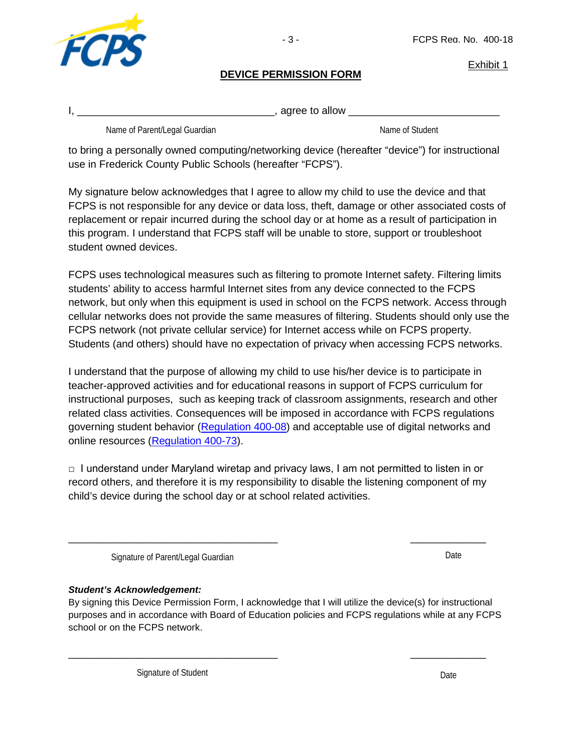Exhibit 1

## DEVICE PERMISSION FORM

I, _________________________________, agree to allow ________________________

Name of Parent/Legal Guardian — Name of Student

to bring a personally owned computing/networking device (hereafter "device") for instructional use in Frederick County Public Schools (hereafter "FCPS").

My signature below acknowledges that I agree to allow my child to use the device and that FCPS is not responsible for any device or data loss, theft, damage or other associated costs of replacement or repair incurred during the school day or at home as a result of participation in this program. I understand that FCPS staff will be unable to store, support or troubleshoot student owned devices.

FCPS uses technological measures such as filtering to promote Internet safety. Filtering limits students' ability to access harmful Internet sites from any device connected to the FCPS network, but only when this equipment is used in school on the FCPS network. Access through cellular networks does not provide the same measures of filtering. Students should only use the FCPS network (not private cellular service) for Internet access while on FCPS property. Students (and others) should have no expectation of privacy when accessing FCPS networks.

I understand that the purpose of allowing my child to use his/her device is to participate in teacher-approved activities and for educational reasons in support of FCPS curriculum for instructional purposes, such as keeping track of classroom assignments, research and other related class activities. Consequences will be imposed in accordance with FCPS regulations governing student behavior (Regulation 400-08) and acceptable use of digital networks and online resources (Regulation 400-73).

□ I understand under Maryland wiretap and privacy laws, I am not permitted to listen in or record others, and therefore it is my responsibility to disable the listening component of my child's device during the school day or at school related activities.

_____________________________________ ______________

Signature of Parent/Legal Guardian — Date

***Student's Acknowledgement:***

By signing this Device Permission Form, I acknowledge that I will utilize the device(s) for instructional purposes and in accordance with Board of Education policies and FCPS regulations while at any FCPS school or on the FCPS network.

_____________________________________ ______________

Signature of Student — Date